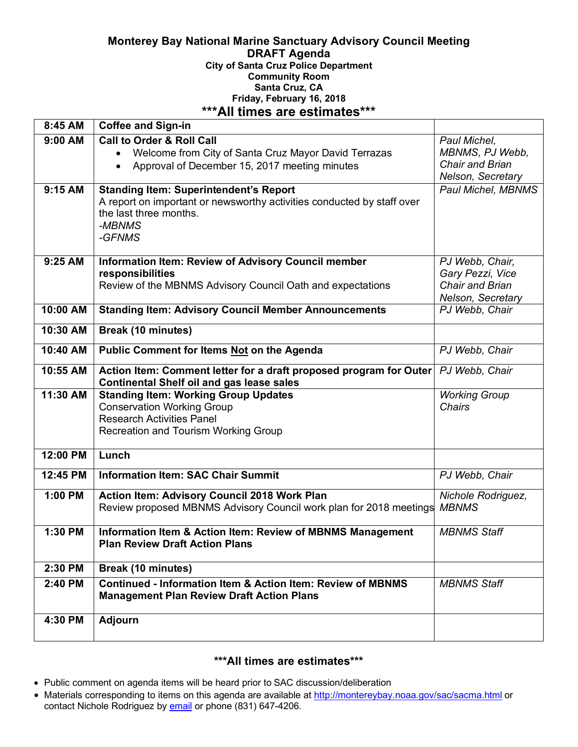# Monterey Bay National Marine Sanctuary Advisory Council Meeting

## DRAFT Agenda

**City of Santa Cruz Police Department**
**Community Room**
**Santa Cruz, CA**
**Friday, February 16, 2018**

### \*\*\*All times are estimates\*\*\*

| | | |
|---|---|---|
| **8:45 AM** | **Coffee and Sign-in** | |
| **9:00 AM** | **Call to Order & Roll Call**<br>• Welcome from City of Santa Cruz Mayor David Terrazas<br>• Approval of December 15, 2017 meeting minutes | *Paul Michel, MBNMS, PJ Webb, Chair and Brian Nelson, Secretary* |
| **9:15 AM** | **Standing Item: Superintendent's Report**<br>A report on important or newsworthy activities conducted by staff over the last three months.<br>*-MBNMS*<br>*-GFNMS* | *Paul Michel, MBNMS* |
| **9:25 AM** | **Information Item: Review of Advisory Council member responsibilities**<br>Review of the MBNMS Advisory Council Oath and expectations | *PJ Webb, Chair, Gary Pezzi, Vice Chair and Brian Nelson, Secretary* |
| **10:00 AM** | **Standing Item: Advisory Council Member Announcements** | *PJ Webb, Chair* |
| **10:30 AM** | **Break (10 minutes)** | |
| **10:40 AM** | **Public Comment for Items <u>Not</u> on the Agenda** | *PJ Webb, Chair* |
| **10:55 AM** | **Action Item: Comment letter for a draft proposed program for Outer Continental Shelf oil and gas lease sales** | *PJ Webb, Chair* |
| **11:30 AM** | **Standing Item: Working Group Updates**<br>Conservation Working Group<br>Research Activities Panel<br>Recreation and Tourism Working Group | *Working Group Chairs* |
| **12:00 PM** | **Lunch** | |
| **12:45 PM** | **Information Item: SAC Chair Summit** | *PJ Webb, Chair* |
| **1:00 PM** | **Action Item: Advisory Council 2018 Work Plan**<br>Review proposed MBNMS Advisory Council work plan for 2018 meetings | *Nichole Rodriguez, MBNMS* |
| **1:30 PM** | **Information Item & Action Item: Review of MBNMS Management Plan Review Draft Action Plans** | *MBNMS Staff* |
| **2:30 PM** | **Break (10 minutes)** | |
| **2:40 PM** | **Continued - Information Item & Action Item: Review of MBNMS Management Plan Review Draft Action Plans** | *MBNMS Staff* |
| **4:30 PM** | **Adjourn** | |

### \*\*\*All times are estimates\*\*\*

- Public comment on agenda items will be heard prior to SAC discussion/deliberation
- Materials corresponding to items on this agenda are available at http://montereybay.noaa.gov/sac/sacma.html or contact Nichole Rodriguez by email or phone (831) 647-4206.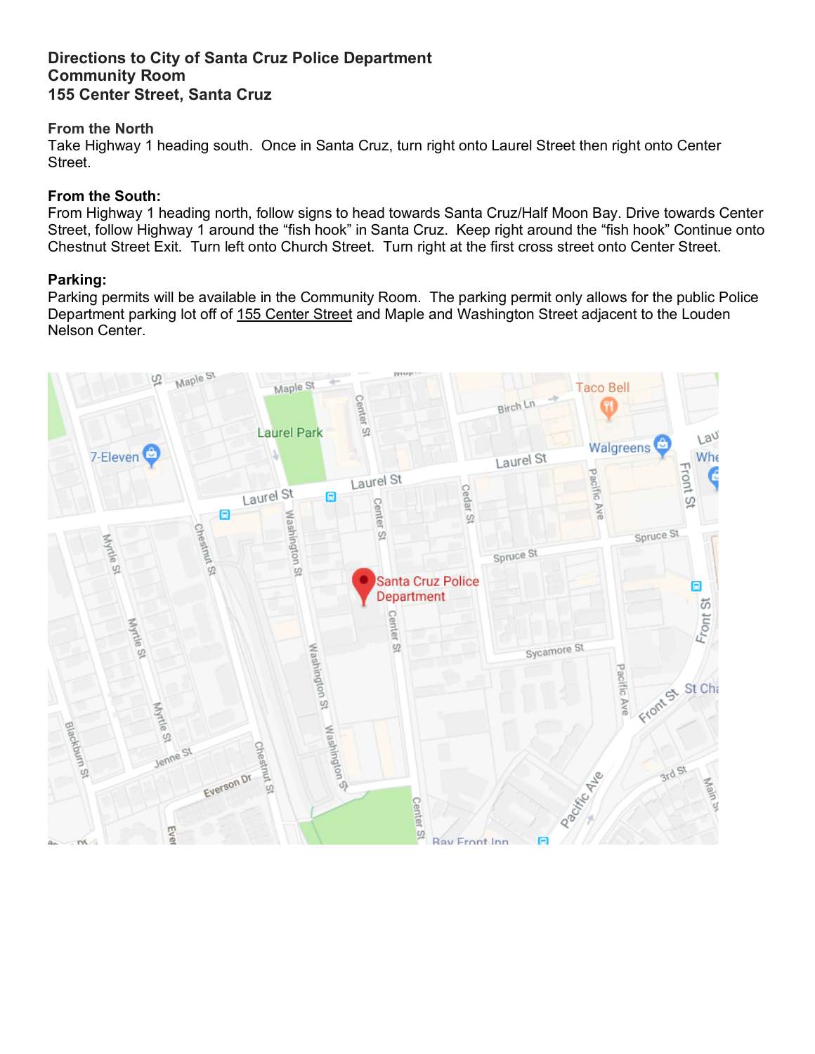**Directions to City of Santa Cruz Police Department**
**Community Room**
**155 Center Street, Santa Cruz**

**From the North**
Take Highway 1 heading south. Once in Santa Cruz, turn right onto Laurel Street then right onto Center Street.

**From the South:**
From Highway 1 heading north, follow signs to head towards Santa Cruz/Half Moon Bay. Drive towards Center Street, follow Highway 1 around the “fish hook” in Santa Cruz. Keep right around the “fish hook” Continue onto Chestnut Street Exit. Turn left onto Church Street. Turn right at the first cross street onto Center Street.

**Parking:**
Parking permits will be available in the Community Room. The parking permit only allows for the public Police Department parking lot off of 155 Center Street and Maple and Washington Street adjacent to the Louden Nelson Center.